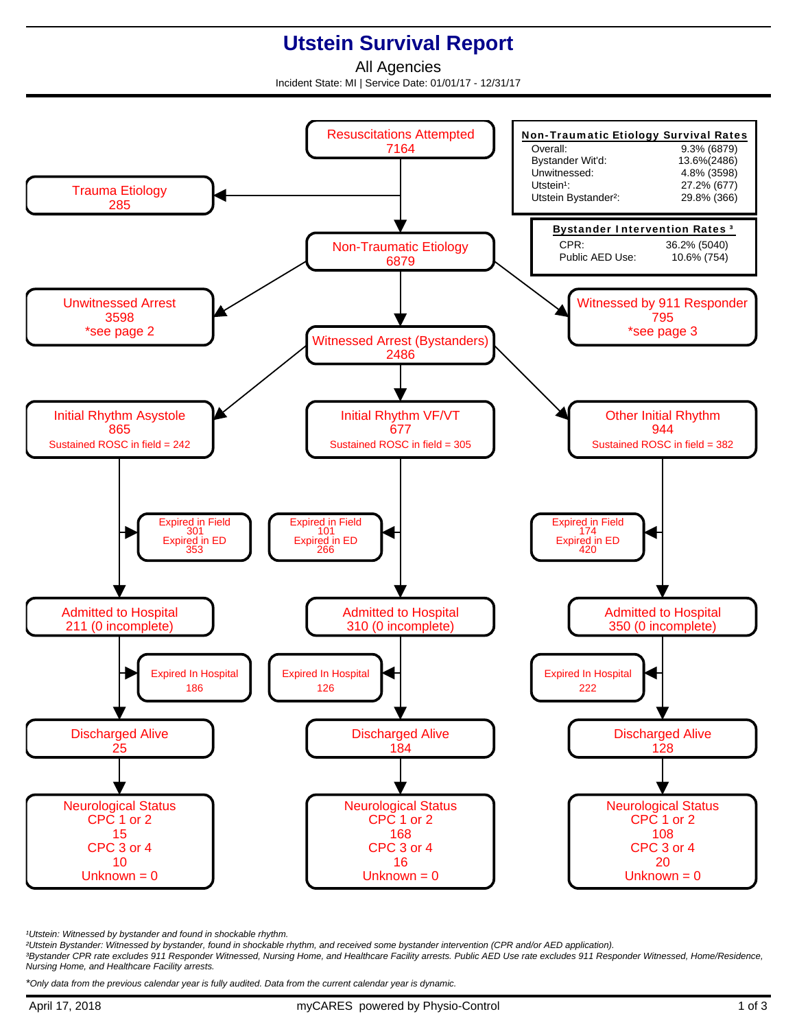# Utstein Survival Report

## All Agencies

Incident State: MI | Service Date: 01/01/17 - 12/31/17

**Non-Traumatic Etiology Survival Rates**

| | |
|---|---|
| Overall: | 9.3% (6879) |
| Bystander Wit'd: | 13.6%(2486) |
| Unwitnessed: | 4.8% (3598) |
| Utstein[1]: | 27.2% (677) |
| Utstein Bystander[2]: | 29.8% (366) |

**Bystander Intervention Rates [3]**

| | |
|---|---|
| CPR: | 36.2% (5040) |
| Public AED Use: | 10.6% (754) |

Resuscitations Attempted
7164

- Trauma Etiology: 285
- Non-Traumatic Etiology: 6879
  - Unwitnessed Arrest: 3598 *see page 2
  - Witnessed by 911 Responder: 795 *see page 3
  - Witnessed Arrest (Bystanders): 2486

| | Initial Rhythm Asystole | Initial Rhythm VF/VT | Other Initial Rhythm |
|---|---|---|---|
| Count | 865 | 677 | 944 |
| Sustained ROSC in field | 242 | 305 | 382 |
| Expired in Field | 301 | 101 | 174 |
| Expired in ED | 353 | 266 | 420 |
| Admitted to Hospital | 211 (0 incomplete) | 310 (0 incomplete) | 350 (0 incomplete) |
| Expired In Hospital | 186 | 126 | 222 |
| Discharged Alive | 25 | 184 | 128 |
| Neurological Status CPC 1 or 2 | 15 | 168 | 108 |
| CPC 3 or 4 | 10 | 16 | 20 |
| Unknown | 0 | 0 | 0 |

[1]Utstein: Witnessed by bystander and found in shockable rhythm.

[2]Utstein Bystander: Witnessed by bystander, found in shockable rhythm, and received some bystander intervention (CPR and/or AED application).

[3]Bystander CPR rate excludes 911 Responder Witnessed, Nursing Home, and Healthcare Facility arrests. Public AED Use rate excludes 911 Responder Witnessed, Home/Residence, Nursing Home, and Healthcare Facility arrests.

*Only data from the previous calendar year is fully audited. Data from the current calendar year is dynamic.

April 17, 2018 — myCARES powered by Physio-Control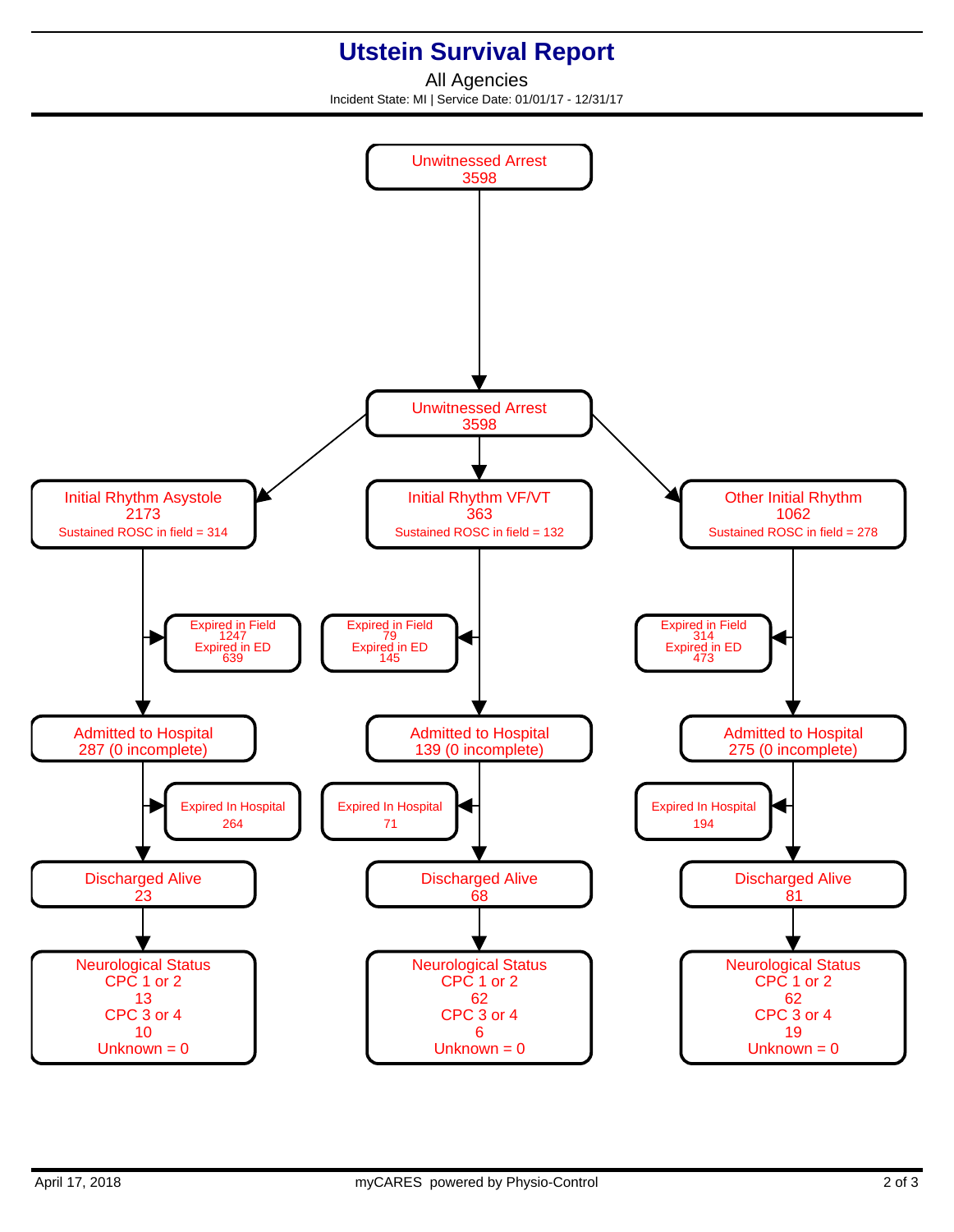# Utstein Survival Report

All Agencies

Incident State: MI | Service Date: 01/01/17 - 12/31/17

**Unwitnessed Arrest**
3598

**Unwitnessed Arrest**
3598

| | Initial Rhythm Asystole | Initial Rhythm VF/VT | Other Initial Rhythm |
|---|---|---|---|
| Count | 2173 | 363 | 1062 |
| Sustained ROSC in field | 314 | 132 | 278 |
| Expired in Field | 1247 | 79 | 314 |
| Expired in ED | 639 | 145 | 473 |
| Admitted to Hospital | 287 (0 incomplete) | 139 (0 incomplete) | 275 (0 incomplete) |
| Expired In Hospital | 264 | 71 | 194 |
| Discharged Alive | 23 | 68 | 81 |
| Neurological Status: CPC 1 or 2 | 13 | 62 | 62 |
| Neurological Status: CPC 3 or 4 | 10 | 6 | 19 |
| Neurological Status: Unknown | 0 | 0 | 0 |

April 17, 2018

myCARES powered by Physio-Control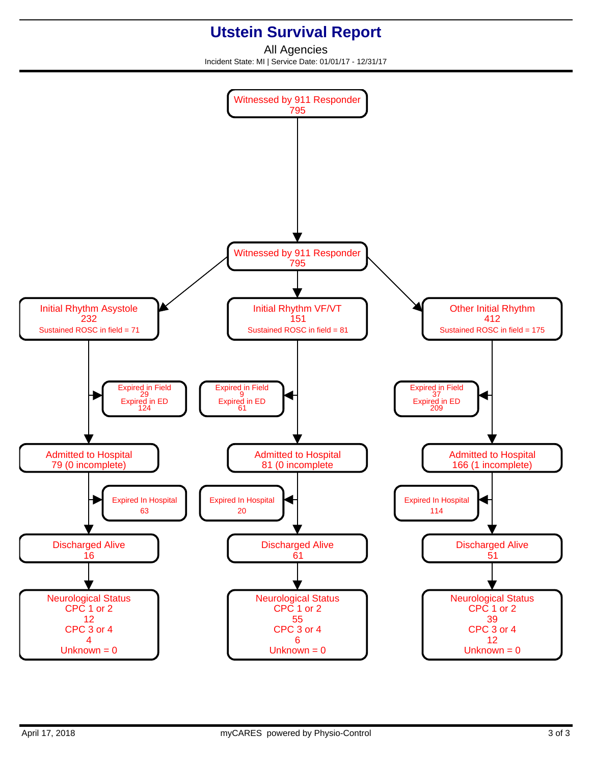# Utstein Survival Report

All Agencies

Incident State: MI | Service Date: 01/01/17 - 12/31/17

Witnessed by 911 Responder
795

Witnessed by 911 Responder
795

Initial Rhythm Asystole
232
Sustained ROSC in field = 71

Initial Rhythm VF/VT
151
Sustained ROSC in field = 81

Other Initial Rhythm
412
Sustained ROSC in field = 175

Expired in Field
29
Expired in ED
124

Expired in Field
9
Expired in ED
61

Expired in Field
37
Expired in ED
209

Admitted to Hospital
79 (0 incomplete)

Admitted to Hospital
81 (0 incomplete

Admitted to Hospital
166 (1 incomplete)

Expired In Hospital
63

Expired In Hospital
20

Expired In Hospital
114

Discharged Alive
16

Discharged Alive
61

Discharged Alive
51

Neurological Status
CPC 1 or 2
12
CPC 3 or 4
4
Unknown = 0

Neurological Status
CPC 1 or 2
55
CPC 3 or 4
6
Unknown = 0

Neurological Status
CPC 1 or 2
39
CPC 3 or 4
12
Unknown = 0

April 17, 2018

myCARES powered by Physio-Control